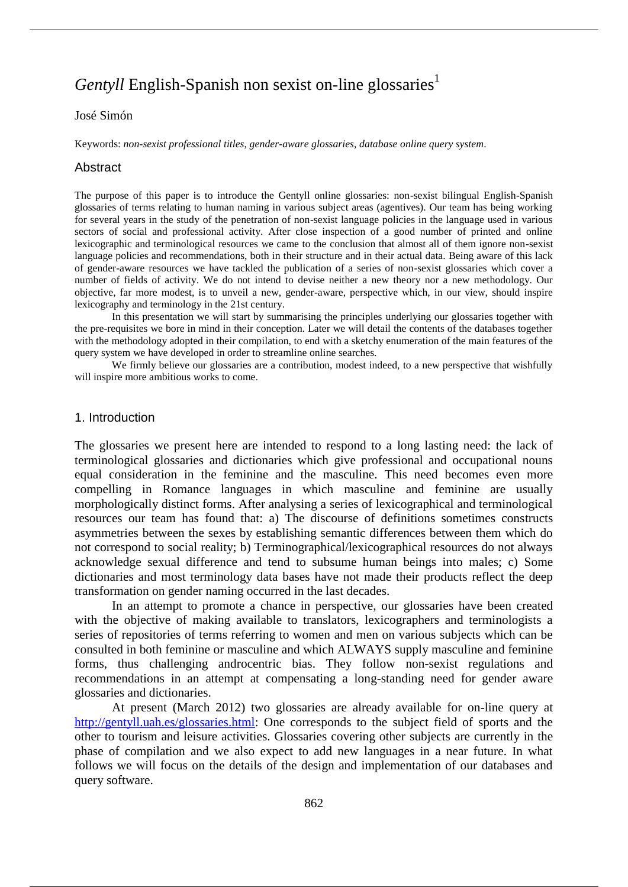# *Gentyll* English-Spanish non sexist on-line glossaries[1]

José Simón

Keywords: *non-sexist professional titles*, *gender-aware glossaries*, *database online query system*.

## Abstract

The purpose of this paper is to introduce the Gentyll online glossaries: non-sexist bilingual English-Spanish glossaries of terms relating to human naming in various subject areas (agentives). Our team has being working for several years in the study of the penetration of non-sexist language policies in the language used in various sectors of social and professional activity. After close inspection of a good number of printed and online lexicographic and terminological resources we came to the conclusion that almost all of them ignore non-sexist language policies and recommendations, both in their structure and in their actual data. Being aware of this lack of gender-aware resources we have tackled the publication of a series of non-sexist glossaries which cover a number of fields of activity. We do not intend to devise neither a new theory nor a new methodology. Our objective, far more modest, is to unveil a new, gender-aware, perspective which, in our view, should inspire lexicography and terminology in the 21st century.

In this presentation we will start by summarising the principles underlying our glossaries together with the pre-requisites we bore in mind in their conception. Later we will detail the contents of the databases together with the methodology adopted in their compilation, to end with a sketchy enumeration of the main features of the query system we have developed in order to streamline online searches.

We firmly believe our glossaries are a contribution, modest indeed, to a new perspective that wishfully will inspire more ambitious works to come.

## 1. Introduction

The glossaries we present here are intended to respond to a long lasting need: the lack of terminological glossaries and dictionaries which give professional and occupational nouns equal consideration in the feminine and the masculine. This need becomes even more compelling in Romance languages in which masculine and feminine are usually morphologically distinct forms. After analysing a series of lexicographical and terminological resources our team has found that: a) The discourse of definitions sometimes constructs asymmetries between the sexes by establishing semantic differences between them which do not correspond to social reality; b) Terminographical/lexicographical resources do not always acknowledge sexual difference and tend to subsume human beings into males; c) Some dictionaries and most terminology data bases have not made their products reflect the deep transformation on gender naming occurred in the last decades.

In an attempt to promote a chance in perspective, our glossaries have been created with the objective of making available to translators, lexicographers and terminologists a series of repositories of terms referring to women and men on various subjects which can be consulted in both feminine or masculine and which ALWAYS supply masculine and feminine forms, thus challenging androcentric bias. They follow non-sexist regulations and recommendations in an attempt at compensating a long-standing need for gender aware glossaries and dictionaries.

At present (March 2012) two glossaries are already available for on-line query at http://gentyll.uah.es/glossaries.html: One corresponds to the subject field of sports and the other to tourism and leisure activities. Glossaries covering other subjects are currently in the phase of compilation and we also expect to add new languages in a near future. In what follows we will focus on the details of the design and implementation of our databases and query software.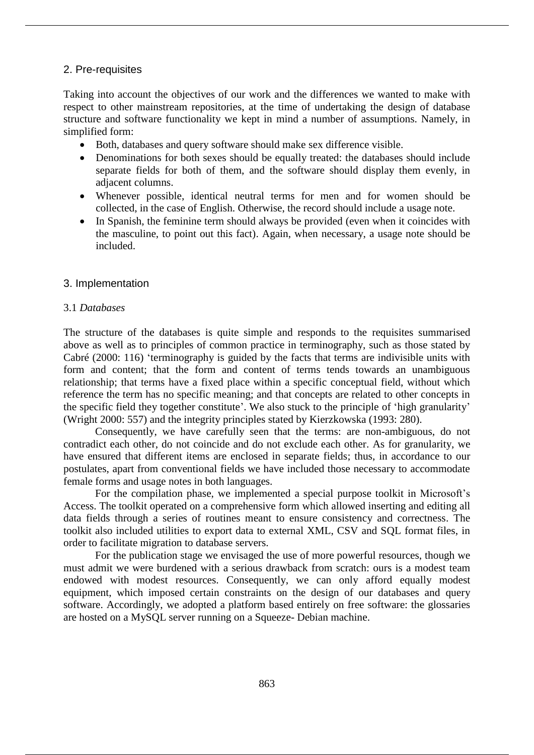## 2. Pre-requisites

Taking into account the objectives of our work and the differences we wanted to make with respect to other mainstream repositories, at the time of undertaking the design of database structure and software functionality we kept in mind a number of assumptions. Namely, in simplified form:

- Both, databases and query software should make sex difference visible.
- Denominations for both sexes should be equally treated: the databases should include separate fields for both of them, and the software should display them evenly, in adjacent columns.
- Whenever possible, identical neutral terms for men and for women should be collected, in the case of English. Otherwise, the record should include a usage note.
- In Spanish, the feminine term should always be provided (even when it coincides with the masculine, to point out this fact). Again, when necessary, a usage note should be included.

## 3. Implementation

### 3.1 *Databases*

The structure of the databases is quite simple and responds to the requisites summarised above as well as to principles of common practice in terminography, such as those stated by Cabré (2000: 116) 'terminography is guided by the facts that terms are indivisible units with form and content; that the form and content of terms tends towards an unambiguous relationship; that terms have a fixed place within a specific conceptual field, without which reference the term has no specific meaning; and that concepts are related to other concepts in the specific field they together constitute'. We also stuck to the principle of 'high granularity' (Wright 2000: 557) and the integrity principles stated by Kierzkowska (1993: 280).

Consequently, we have carefully seen that the terms: are non-ambiguous, do not contradict each other, do not coincide and do not exclude each other. As for granularity, we have ensured that different items are enclosed in separate fields; thus, in accordance to our postulates, apart from conventional fields we have included those necessary to accommodate female forms and usage notes in both languages.

For the compilation phase, we implemented a special purpose toolkit in Microsoft's Access. The toolkit operated on a comprehensive form which allowed inserting and editing all data fields through a series of routines meant to ensure consistency and correctness. The toolkit also included utilities to export data to external XML, CSV and SQL format files, in order to facilitate migration to database servers.

For the publication stage we envisaged the use of more powerful resources, though we must admit we were burdened with a serious drawback from scratch: ours is a modest team endowed with modest resources. Consequently, we can only afford equally modest equipment, which imposed certain constraints on the design of our databases and query software. Accordingly, we adopted a platform based entirely on free software: the glossaries are hosted on a MySQL server running on a Squeeze- Debian machine.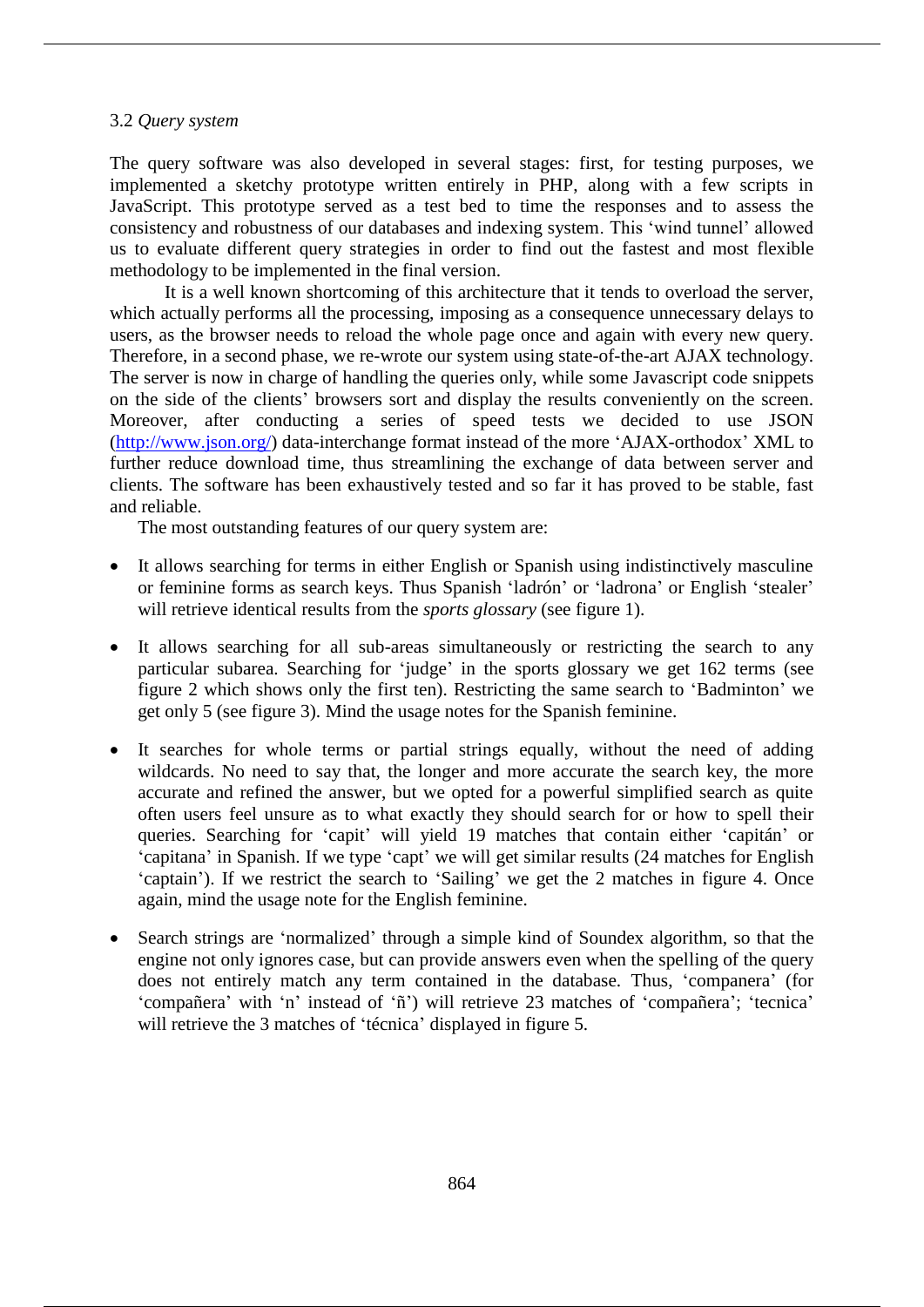### 3.2 *Query system*

The query software was also developed in several stages: first, for testing purposes, we implemented a sketchy prototype written entirely in PHP, along with a few scripts in JavaScript. This prototype served as a test bed to time the responses and to assess the consistency and robustness of our databases and indexing system. This 'wind tunnel' allowed us to evaluate different query strategies in order to find out the fastest and most flexible methodology to be implemented in the final version.

It is a well known shortcoming of this architecture that it tends to overload the server, which actually performs all the processing, imposing as a consequence unnecessary delays to users, as the browser needs to reload the whole page once and again with every new query. Therefore, in a second phase, we re-wrote our system using state-of-the-art AJAX technology. The server is now in charge of handling the queries only, while some Javascript code snippets on the side of the clients' browsers sort and display the results conveniently on the screen. Moreover, after conducting a series of speed tests we decided to use JSON (http://www.json.org/) data-interchange format instead of the more 'AJAX-orthodox' XML to further reduce download time, thus streamlining the exchange of data between server and clients. The software has been exhaustively tested and so far it has proved to be stable, fast and reliable.

The most outstanding features of our query system are:

- It allows searching for terms in either English or Spanish using indistinctively masculine or feminine forms as search keys. Thus Spanish 'ladrón' or 'ladrona' or English 'stealer' will retrieve identical results from the *sports glossary* (see figure 1).

- It allows searching for all sub-areas simultaneously or restricting the search to any particular subarea. Searching for 'judge' in the sports glossary we get 162 terms (see figure 2 which shows only the first ten). Restricting the same search to 'Badminton' we get only 5 (see figure 3). Mind the usage notes for the Spanish feminine.

- It searches for whole terms or partial strings equally, without the need of adding wildcards. No need to say that, the longer and more accurate the search key, the more accurate and refined the answer, but we opted for a powerful simplified search as quite often users feel unsure as to what exactly they should search for or how to spell their queries. Searching for 'capit' will yield 19 matches that contain either 'capitán' or 'capitana' in Spanish. If we type 'capt' we will get similar results (24 matches for English 'captain'). If we restrict the search to 'Sailing' we get the 2 matches in figure 4. Once again, mind the usage note for the English feminine.

- Search strings are 'normalized' through a simple kind of Soundex algorithm, so that the engine not only ignores case, but can provide answers even when the spelling of the query does not entirely match any term contained in the database. Thus, 'companera' (for 'compañera' with 'n' instead of 'ñ') will retrieve 23 matches of 'compañera'; 'tecnica' will retrieve the 3 matches of 'técnica' displayed in figure 5.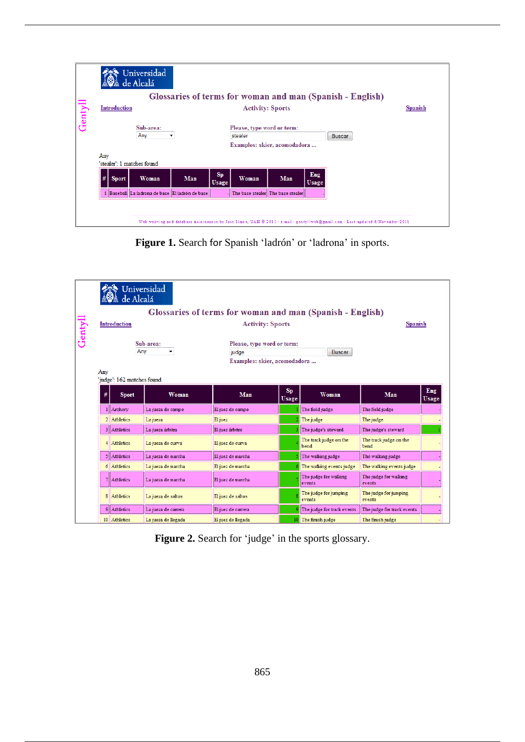Universidad de Alcalá

Gentyll

## Glossaries of terms for woman and man (Spanish - English)

Introduction — Activity: Sports — Spanish

Sub-area: Any

Please, type word or term: stealer [Buscar]

Examples: skier, acomodadora ...

Any

'stealer': 1 matches found

| # | Sport | Woman | Man | Sp Usage | Woman | Man | Eng Usage |
|---|---|---|---|---|---|---|---|
| 1 | Baseball | La ladrona de base | El ladrón de base | - | The base stealer | The base stealer | - |

Web weaving and database maintenance by Jose Simon, UAH © 2011 - e-mail: gentyllweb@gmail.com - Last updated 6/November/2011

**Figure 1.** Search for Spanish 'ladrón' or 'ladrona' in sports.

Universidad de Alcalá

Gentyll

## Glossaries of terms for woman and man (Spanish - English)

Introduction — Activity: Sports — Spanish

Sub-area: Any

Please, type word or term: judge [Buscar]

Examples: skier, acomodadora ...

Any

'judge': 162 matches found

| # | Sport | Woman | Man | Sp Usage | Woman | Man | Eng Usage |
|---|---|---|---|---|---|---|---|
| 1 | Archery | La jueza de campo | El juez de campo | 1 | The field judge | The field judge | - |
| 2 | Athletics | La jueza | El juez | 2 | The judge | The judge | - |
| 3 | Athletics | La jueza árbitra | El juez árbitro | 3 | The judge's steward | The judge's steward | 1 |
| 4 | Athletics | La jueza de curva | El juez de curva | 4 | The track judge on the bend | The track judge on the bend | - |
| 5 | Athletics | La jueza de marcha | El juez de marcha | 5 | The walking judge | The walking judge | - |
| 6 | Athletics | La jueza de marcha | El juez de marcha | 6 | The walking events judge | The walking events judge | - |
| 7 | Athletics | La jueza de marcha | El juez de marcha | 7 | The judge for walking events | The judge for walking events | - |
| 8 | Athletics | La jueza de saltos | El juez de saltos | 8 | The judge for jumping events | The judge for jumping events | - |
| 9 | Athletics | La jueza de carrera | El juez de carrera | 9 | The judge for track events | The judge for track events | - |
| 10 | Athletics | La jueza de llegada | El juez de llegada | 10 | The finish judge | The finish judge | - |

**Figure 2.** Search for 'judge' in the sports glossary.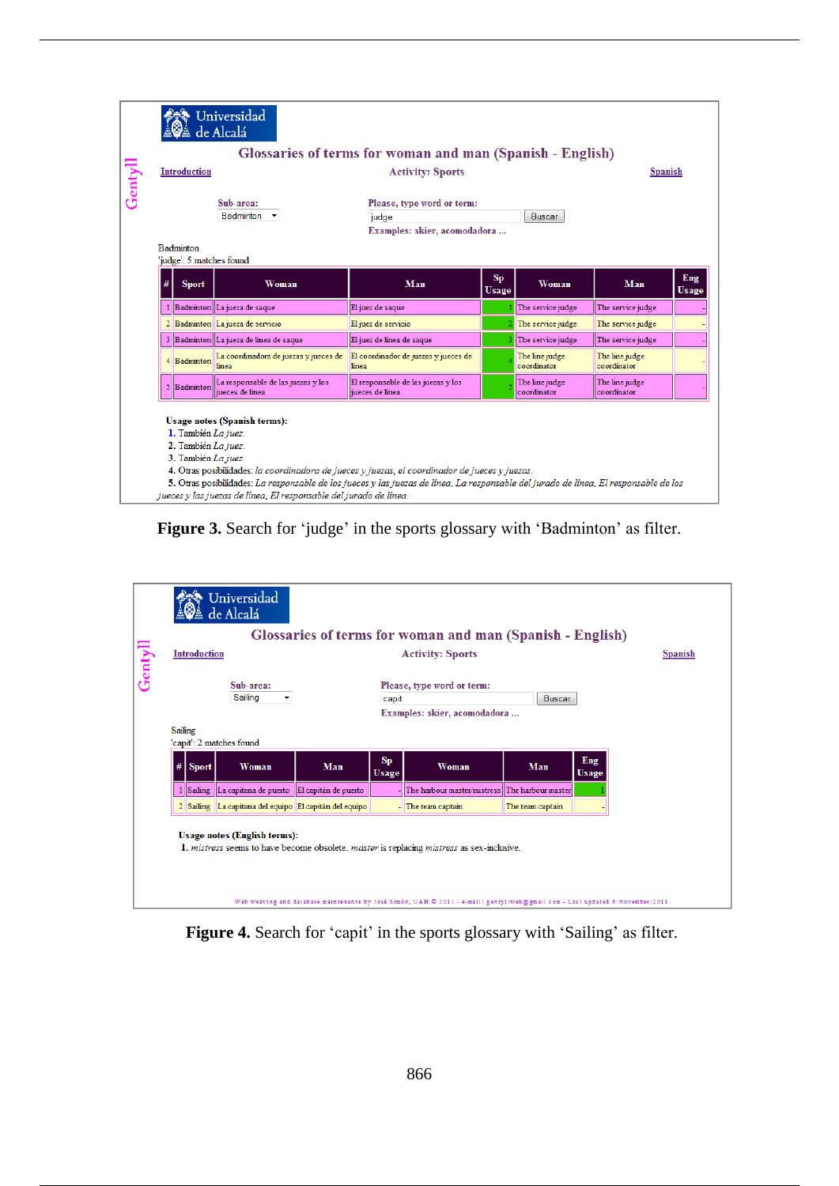Universidad de Alcalá

Gentyll

## Glossaries of terms for woman and man (Spanish - English)

Introduction | Activity: Sports | Spanish

Sub-area: Badminton

Please, type word or term: judge [Buscar]

Examples: skier, acomodadora ...

Badminton

'judge': 5 matches found

| # | Sport | Woman | Man | Sp Usage | Woman | Man | Eng Usage |
|---|---|---|---|---|---|---|---|
| 1 | Badminton | La jueza de saque | El juez de saque | 1 | The service judge | The service judge | - |
| 2 | Badminton | La jueza de servicio | El juez de servicio | 2 | The service judge | The service judge | - |
| 3 | Badminton | La jueza de línea de saque | El juez de línea de saque | 3 | The service judge | The service judge | - |
| 4 | Badminton | La coordinadora de juezas y jueces de línea | El coordinador de jueces y juezas de línea | 4 | The line judge coordinator | The line judge coordinator | - |
| 5 | Badminton | La responsable de las juezas y los jueces de línea | El responsable de las juezas y los jueces de línea | 5 | The line judge coordinator | The line judge coordinator | - |

Usage notes (Spanish terms):

1. También *La juez.*
2. También *La juez.*
3. También *La juez.*
4. Otras posibilidades: *la coordinadora de jueces y juezas, el coordinador de jueces y juezas.*
5. Otras posibilidades: *La responsable de los jueces y las juezas de línea, La responsable del jurado de línea, El responsable de los jueces y las juezas de línea, El responsable del jurado de línea.*

**Figure 3.** Search for 'judge' in the sports glossary with 'Badminton' as filter.

Universidad de Alcalá

Gentyll

## Glossaries of terms for woman and man (Spanish - English)

Introduction | Activity: Sports | Spanish

Sub-area: Sailing

Please, type word or term: capit [Buscar]

Examples: skier, acomodadora ...

Sailing

'capit': 2 matches found

| # | Sport | Woman | Man | Sp Usage | Woman | Man | Eng Usage |
|---|---|---|---|---|---|---|---|
| 1 | Sailing | La capitana de puerto | El capitán de puerto | - | The harbour master/mistress | The harbour master | 1 |
| 2 | Sailing | La capitana del equipo | El capitán del equipo | - | The team captain | The team captain | - |

Usage notes (English terms):

1. *mistress* seems to have become obsolete. *master* is replacing *mistress* as sex-inclusive.

Web weaving and database maintenance by José Simón, UAH © 2011 - e-mail: gentyllweb@gmail.com - Last updated 5/November/2011

**Figure 4.** Search for 'capit' in the sports glossary with 'Sailing' as filter.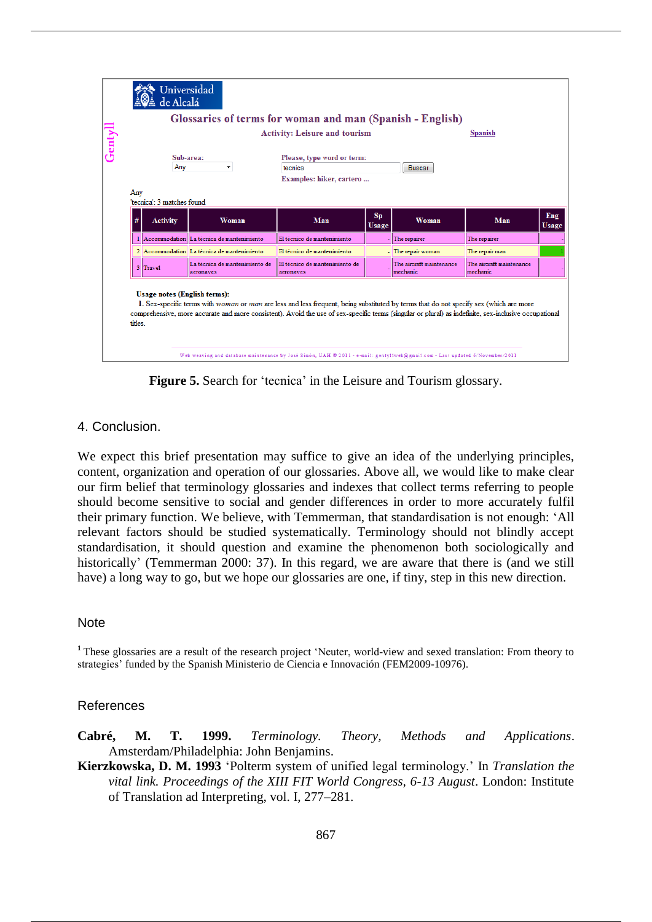Universidad de Alcalá

Gentyll

**Glossaries of terms for woman and man (Spanish - English)**

Activity: Leisure and tourism

Spanish

Sub-area: Any

Please, type word or term: tecnica  Buscar

Examples: hiker, cartero ...

Any

'tecnica': 3 matches found

| # | Activity | Woman | Man | Sp Usage | Woman | Man | Eng Usage |
|---|---|---|---|---|---|---|---|
| 1 | Accommodation | La técnica de mantenimiento | El técnico de mantenimiento | - | The repairer | The repairer | - |
| 2 | Accommodation | La técnica de mantenimiento | El técnico de mantenimiento | - | The repair woman | The repair man | 1 |
| 3 | Travel | La técnica de mantenimiento de aeronaves | El técnico de mantenimiento de aeronaves | - | The aircraft maintenance mechanic | The aircraft maintenance mechanic | - |

**Usage notes (English terms):**

1. Sex-specific terms with *woman* or *man* are less and less frequent, being substituted by terms that do not specify sex (which are more comprehensive, more accurate and more consistent). Avoid the use of sex-specific terms (singular or plural) as indefinite, sex-inclusive occupational titles.

Web weaving and database maintenance by Jose Simon, UAH © 2011 - e-mail: gentyllweb@gmail.com - Last updated 6/November/2011

**Figure 5.** Search for 'tecnica' in the Leisure and Tourism glossary.

## 4. Conclusion.

We expect this brief presentation may suffice to give an idea of the underlying principles, content, organization and operation of our glossaries. Above all, we would like to make clear our firm belief that terminology glossaries and indexes that collect terms referring to people should become sensitive to social and gender differences in order to more accurately fulfil their primary function. We believe, with Temmerman, that standardisation is not enough: 'All relevant factors should be studied systematically. Terminology should not blindly accept standardisation, it should question and examine the phenomenon both sociologically and historically' (Temmerman 2000: 37). In this regard, we are aware that there is (and we still have) a long way to go, but we hope our glossaries are one, if tiny, step in this new direction.

## Note

[1] These glossaries are a result of the research project 'Neuter, world-view and sexed translation: From theory to strategies' funded by the Spanish Ministerio de Ciencia e Innovación (FEM2009-10976).

## References

**Cabré, M. T. 1999.** *Terminology. Theory, Methods and Applications*. Amsterdam/Philadelphia: John Benjamins.

**Kierzkowska, D. M. 1993** 'Polterm system of unified legal terminology.' In *Translation the vital link. Proceedings of the XIII FIT World Congress, 6-13 August*. London: Institute of Translation ad Interpreting, vol. I, 277–281.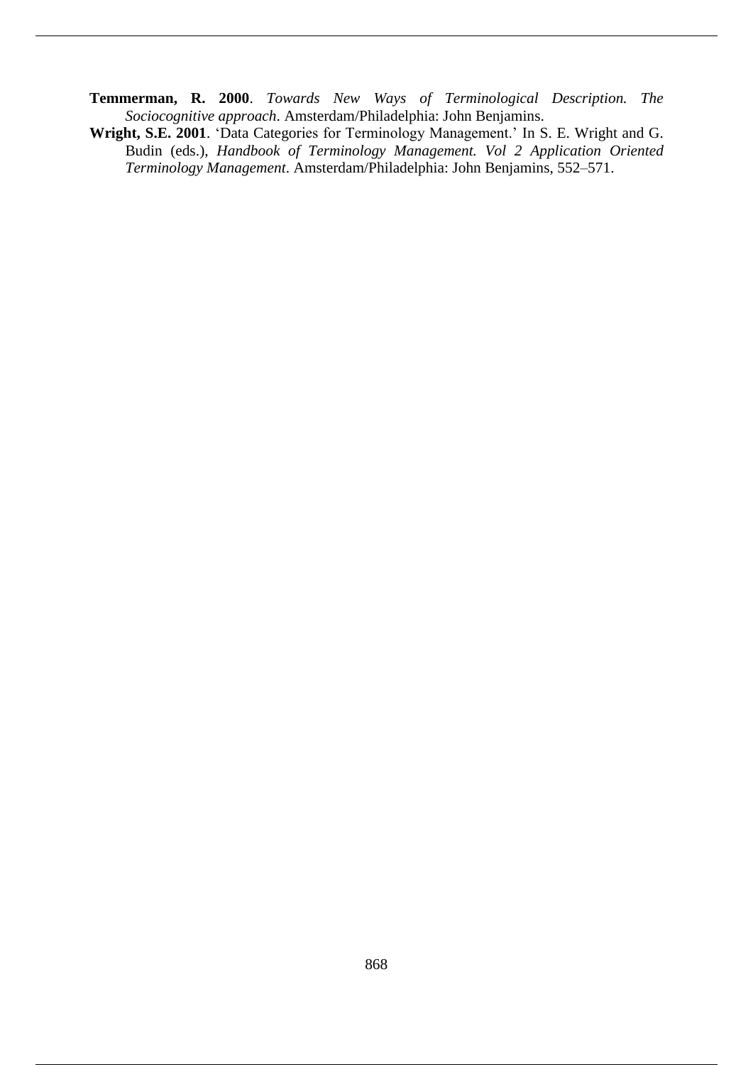**Temmerman, R. 2000**. *Towards New Ways of Terminological Description. The Sociocognitive approach*. Amsterdam/Philadelphia: John Benjamins.

**Wright, S.E. 2001**. 'Data Categories for Terminology Management.' In S. E. Wright and G. Budin (eds.), *Handbook of Terminology Management. Vol 2 Application Oriented Terminology Management*. Amsterdam/Philadelphia: John Benjamins, 552–571.